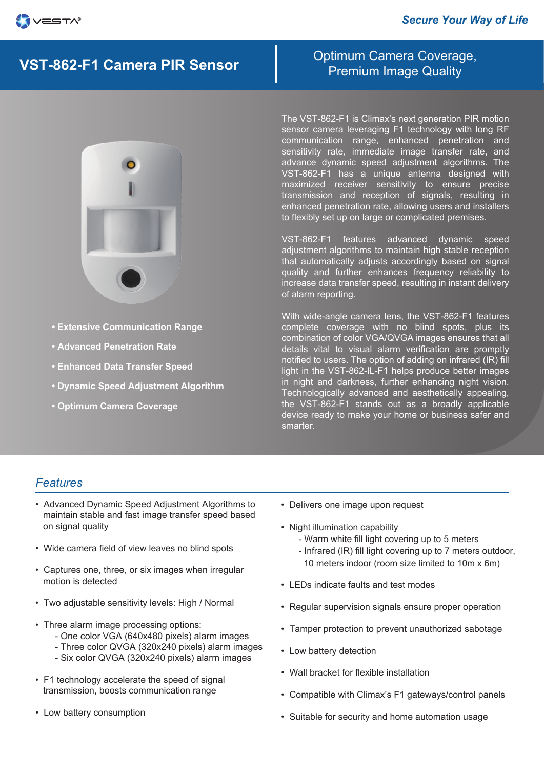VESTA® *Secure Your Way of Life*

# VST-862-F1 Camera PIR Sensor

## Optimum Camera Coverage, Premium Image Quality

- **Extensive Communication Range**
- **Advanced Penetration Rate**
- **Enhanced Data Transfer Speed**
- **Dynamic Speed Adjustment Algorithm**
- **Optimum Camera Coverage**

The VST-862-F1 is Climax's next generation PIR motion sensor camera leveraging F1 technology with long RF communication range, enhanced penetration and sensitivity rate, immediate image transfer rate, and advance dynamic speed adjustment algorithms. The VST-862-F1 has a unique antenna designed with maximized receiver sensitivity to ensure precise transmission and reception of signals, resulting in enhanced penetration rate, allowing users and installers to flexibly set up on large or complicated premises.

VST-862-F1 features advanced dynamic speed adjustment algorithms to maintain high stable reception that automatically adjusts accordingly based on signal quality and further enhances frequency reliability to increase data transfer speed, resulting in instant delivery of alarm reporting.

With wide-angle camera lens, the VST-862-F1 features complete coverage with no blind spots, plus its combination of color VGA/QVGA images ensures that all details vital to visual alarm verification are promptly notified to users. The option of adding on infrared (IR) fill light in the VST-862-IL-F1 helps produce better images in night and darkness, further enhancing night vision. Technologically advanced and aesthetically appealing, the VST-862-F1 stands out as a broadly applicable device ready to make your home or business safer and smarter.

## *Features*

- Advanced Dynamic Speed Adjustment Algorithms to maintain stable and fast image transfer speed based on signal quality
- Wide camera field of view leaves no blind spots
- Captures one, three, or six images when irregular motion is detected
- Two adjustable sensitivity levels: High / Normal
- Three alarm image processing options:
  - One color VGA (640x480 pixels) alarm images
  - Three color QVGA (320x240 pixels) alarm images
  - Six color QVGA (320x240 pixels) alarm images
- F1 technology accelerate the speed of signal transmission, boosts communication range
- Low battery consumption
- Delivers one image upon request
- Night illumination capability
  - Warm white fill light covering up to 5 meters
  - Infrared (IR) fill light covering up to 7 meters outdoor, 10 meters indoor (room size limited to 10m x 6m)
- LEDs indicate faults and test modes
- Regular supervision signals ensure proper operation
- Tamper protection to prevent unauthorized sabotage
- Low battery detection
- Wall bracket for flexible installation
- Compatible with Climax's F1 gateways/control panels
- Suitable for security and home automation usage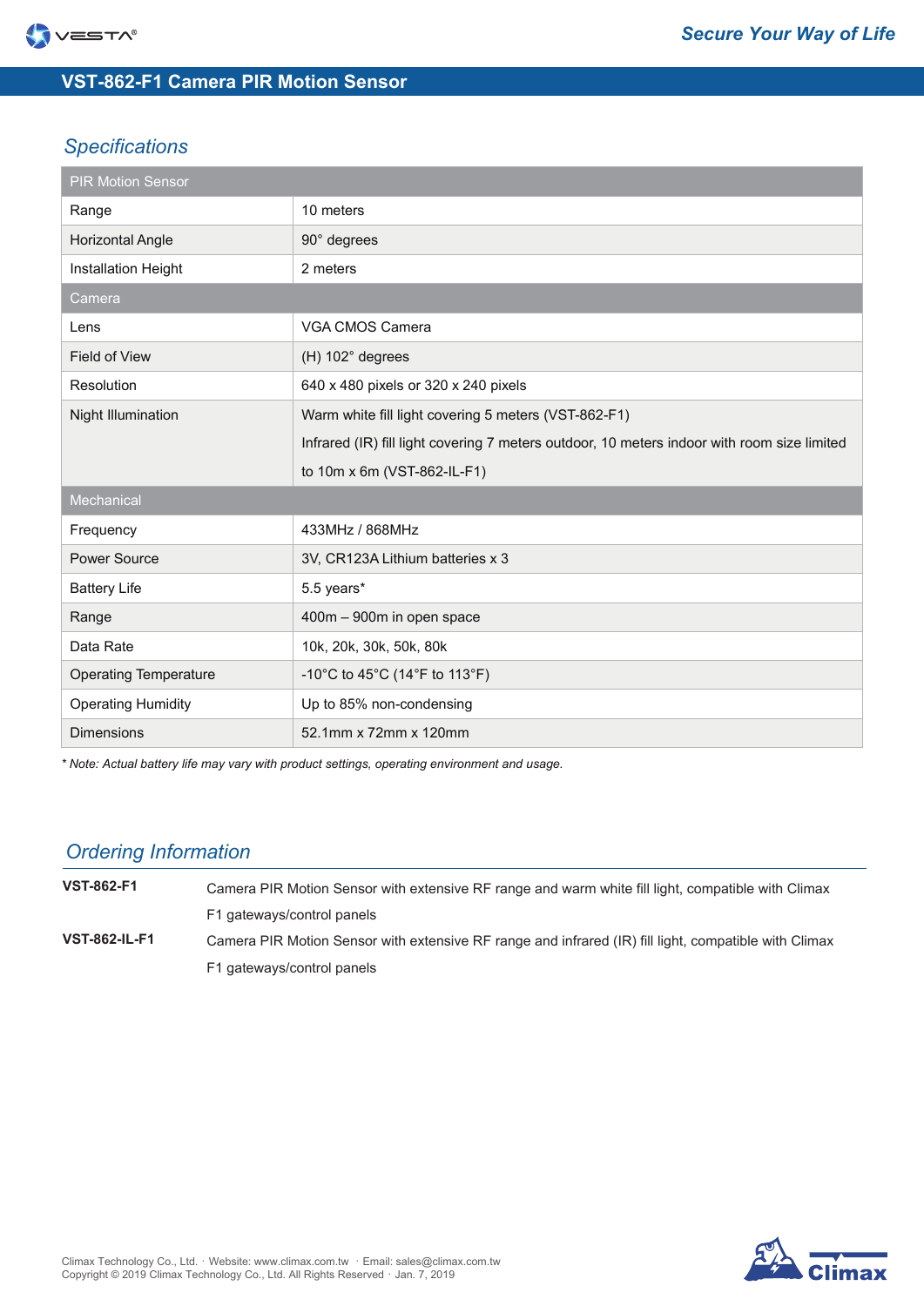## VST-862-F1 Camera PIR Motion Sensor

### Specifications

| | |
|---|---|
| **PIR Motion Sensor** | |
| Range | 10 meters |
| Horizontal Angle | 90° degrees |
| Installation Height | 2 meters |
| **Camera** | |
| Lens | VGA CMOS Camera |
| Field of View | (H) 102° degrees |
| Resolution | 640 x 480 pixels or 320 x 240 pixels |
| Night Illumination | Warm white fill light covering 5 meters (VST-862-F1)<br>Infrared (IR) fill light covering 7 meters outdoor, 10 meters indoor with room size limited to 10m x 6m (VST-862-IL-F1) |
| **Mechanical** | |
| Frequency | 433MHz / 868MHz |
| Power Source | 3V, CR123A Lithium batteries x 3 |
| Battery Life | 5.5 years* |
| Range | 400m – 900m in open space |
| Data Rate | 10k, 20k, 30k, 50k, 80k |
| Operating Temperature | -10°C to 45°C (14°F to 113°F) |
| Operating Humidity | Up to 85% non-condensing |
| Dimensions | 52.1mm x 72mm x 120mm |

*\* Note: Actual battery life may vary with product settings, operating environment and usage.*

### Ordering Information

**VST-862-F1** Camera PIR Motion Sensor with extensive RF range and warm white fill light, compatible with Climax F1 gateways/control panels

**VST-862-IL-F1** Camera PIR Motion Sensor with extensive RF range and infrared (IR) fill light, compatible with Climax F1 gateways/control panels

Climax Technology Co., Ltd. · Website: www.climax.com.tw · Email: sales@climax.com.tw
Copyright © 2019 Climax Technology Co., Ltd. All Rights Reserved · Jan. 7, 2019